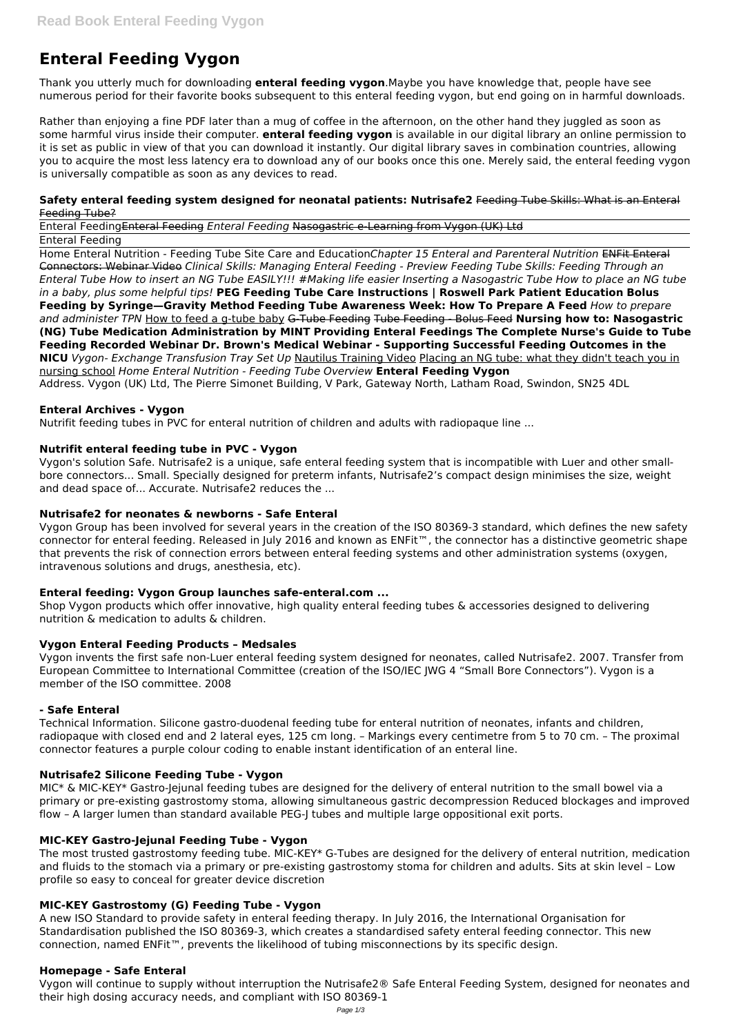# Enteral Feeding Vygon

Thank you utterly much for downloading **enteral feeding vygon**.Maybe you have knowledge that, people have see numerous period for their favorite books subsequent to this enteral feeding vygon, but end going on in harmful downloads.

Rather than enjoying a fine PDF later than a mug of coffee in the afternoon, on the other hand they juggled as soon as some harmful virus inside their computer. **enteral feeding vygon** is available in our digital library an online permission to it is set as public in view of that you can download it instantly. Our digital library saves in combination countries, allowing you to acquire the most less latency era to download any of our books once this one. Merely said, the enteral feeding vygon is universally compatible as soon as any devices to read.

**Safety enteral feeding system designed for neonatal patients: Nutrisafe2** ~~Feeding Tube Skills: What is an Enteral Feeding Tube?~~

Enteral Feeding~~Enteral Feeding~~ *Enteral Feeding* ~~Nasogastric e-Learning from Vygon (UK) Ltd~~

Enteral Feeding

Home Enteral Nutrition - Feeding Tube Site Care and Education*Chapter 15 Enteral and Parenteral Nutrition* ~~ENFit Enteral Connectors: Webinar Video~~ *Clinical Skills: Managing Enteral Feeding - Preview Feeding Tube Skills: Feeding Through an Enteral Tube How to insert an NG Tube EASILY!!! #Making life easier Inserting a Nasogastric Tube How to place an NG tube in a baby, plus some helpful tips!* **PEG Feeding Tube Care Instructions | Roswell Park Patient Education Bolus Feeding by Syringe—Gravity Method Feeding Tube Awareness Week: How To Prepare A Feed** *How to prepare and administer TPN* How to feed a g-tube baby ~~G-Tube Feeding~~ ~~Tube Feeding - Bolus Feed~~ **Nursing how to: Nasogastric (NG) Tube Medication Administration by MINT Providing Enteral Feedings The Complete Nurse's Guide to Tube Feeding Recorded Webinar Dr. Brown's Medical Webinar - Supporting Successful Feeding Outcomes in the NICU** *Vygon- Exchange Transfusion Tray Set Up* Nautilus Training Video Placing an NG tube: what they didn't teach you in nursing school *Home Enteral Nutrition - Feeding Tube Overview* **Enteral Feeding Vygon**

Address. Vygon (UK) Ltd, The Pierre Simonet Building, V Park, Gateway North, Latham Road, Swindon, SN25 4DL

## Enteral Archives - Vygon

Nutrifit feeding tubes in PVC for enteral nutrition of children and adults with radiopaque line ...

## Nutrifit enteral feeding tube in PVC - Vygon

Vygon's solution Safe. Nutrisafe2 is a unique, safe enteral feeding system that is incompatible with Luer and other small-bore connectors... Small. Specially designed for preterm infants, Nutrisafe2's compact design minimises the size, weight and dead space of... Accurate. Nutrisafe2 reduces the ...

## Nutrisafe2 for neonates & newborns - Safe Enteral

Vygon Group has been involved for several years in the creation of the ISO 80369-3 standard, which defines the new safety connector for enteral feeding. Released in July 2016 and known as ENFit™, the connector has a distinctive geometric shape that prevents the risk of connection errors between enteral feeding systems and other administration systems (oxygen, intravenous solutions and drugs, anesthesia, etc).

## Enteral feeding: Vygon Group launches safe-enteral.com ...

Shop Vygon products which offer innovative, high quality enteral feeding tubes & accessories designed to delivering nutrition & medication to adults & children.

## Vygon Enteral Feeding Products – Medsales

Vygon invents the first safe non-Luer enteral feeding system designed for neonates, called Nutrisafe2. 2007. Transfer from European Committee to International Committee (creation of the ISO/IEC JWG 4 "Small Bore Connectors"). Vygon is a member of the ISO committee. 2008

## - Safe Enteral

Technical Information. Silicone gastro-duodenal feeding tube for enteral nutrition of neonates, infants and children, radiopaque with closed end and 2 lateral eyes, 125 cm long. – Markings every centimetre from 5 to 70 cm. – The proximal connector features a purple colour coding to enable instant identification of an enteral line.

## Nutrisafe2 Silicone Feeding Tube - Vygon

MIC* & MIC-KEY* Gastro-Jejunal feeding tubes are designed for the delivery of enteral nutrition to the small bowel via a primary or pre-existing gastrostomy stoma, allowing simultaneous gastric decompression Reduced blockages and improved flow – A larger lumen than standard available PEG-J tubes and multiple large oppositional exit ports.

## MIC-KEY Gastro-Jejunal Feeding Tube - Vygon

The most trusted gastrostomy feeding tube. MIC-KEY* G-Tubes are designed for the delivery of enteral nutrition, medication and fluids to the stomach via a primary or pre-existing gastrostomy stoma for children and adults. Sits at skin level – Low profile so easy to conceal for greater device discretion

## MIC-KEY Gastrostomy (G) Feeding Tube - Vygon

A new ISO Standard to provide safety in enteral feeding therapy. In July 2016, the International Organisation for Standardisation published the ISO 80369-3, which creates a standardised safety enteral feeding connector. This new connection, named ENFit™, prevents the likelihood of tubing misconnections by its specific design.

## Homepage - Safe Enteral

Vygon will continue to supply without interruption the Nutrisafe2® Safe Enteral Feeding System, designed for neonates and their high dosing accuracy needs, and compliant with ISO 80369-1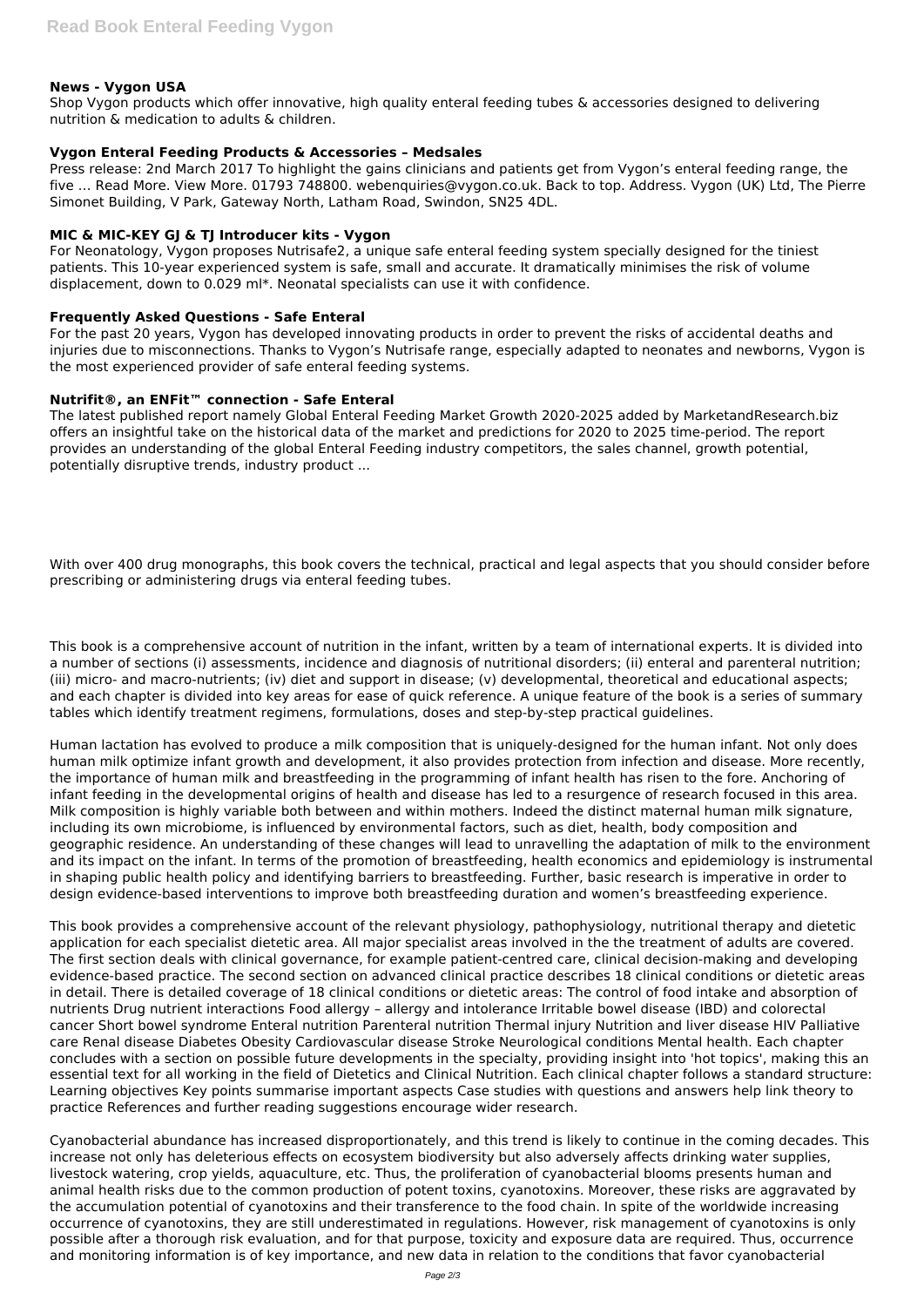### News - Vygon USA

Shop Vygon products which offer innovative, high quality enteral feeding tubes & accessories designed to delivering nutrition & medication to adults & children.

### Vygon Enteral Feeding Products & Accessories – Medsales

Press release: 2nd March 2017 To highlight the gains clinicians and patients get from Vygon's enteral feeding range, the five ... Read More. View More. 01793 748800. webenquiries@vygon.co.uk. Back to top. Address. Vygon (UK) Ltd, The Pierre Simonet Building, V Park, Gateway North, Latham Road, Swindon, SN25 4DL.

### MIC & MIC-KEY GJ & TJ Introducer kits - Vygon

For Neonatology, Vygon proposes Nutrisafe2, a unique safe enteral feeding system specially designed for the tiniest patients. This 10-year experienced system is safe, small and accurate. It dramatically minimises the risk of volume displacement, down to 0.029 ml*. Neonatal specialists can use it with confidence.

### Frequently Asked Questions - Safe Enteral

For the past 20 years, Vygon has developed innovating products in order to prevent the risks of accidental deaths and injuries due to misconnections. Thanks to Vygon's Nutrisafe range, especially adapted to neonates and newborns, Vygon is the most experienced provider of safe enteral feeding systems.

### Nutrifit®, an ENFit™ connection - Safe Enteral

The latest published report namely Global Enteral Feeding Market Growth 2020-2025 added by MarketandResearch.biz offers an insightful take on the historical data of the market and predictions for 2020 to 2025 time-period. The report provides an understanding of the global Enteral Feeding industry competitors, the sales channel, growth potential, potentially disruptive trends, industry product ...

With over 400 drug monographs, this book covers the technical, practical and legal aspects that you should consider before prescribing or administering drugs via enteral feeding tubes.

This book is a comprehensive account of nutrition in the infant, written by a team of international experts. It is divided into a number of sections (i) assessments, incidence and diagnosis of nutritional disorders; (ii) enteral and parenteral nutrition; (iii) micro- and macro-nutrients; (iv) diet and support in disease; (v) developmental, theoretical and educational aspects; and each chapter is divided into key areas for ease of quick reference. A unique feature of the book is a series of summary tables which identify treatment regimens, formulations, doses and step-by-step practical guidelines.

Human lactation has evolved to produce a milk composition that is uniquely-designed for the human infant. Not only does human milk optimize infant growth and development, it also provides protection from infection and disease. More recently, the importance of human milk and breastfeeding in the programming of infant health has risen to the fore. Anchoring of infant feeding in the developmental origins of health and disease has led to a resurgence of research focused in this area. Milk composition is highly variable both between and within mothers. Indeed the distinct maternal human milk signature, including its own microbiome, is influenced by environmental factors, such as diet, health, body composition and geographic residence. An understanding of these changes will lead to unravelling the adaptation of milk to the environment and its impact on the infant. In terms of the promotion of breastfeeding, health economics and epidemiology is instrumental in shaping public health policy and identifying barriers to breastfeeding. Further, basic research is imperative in order to design evidence-based interventions to improve both breastfeeding duration and women's breastfeeding experience.

This book provides a comprehensive account of the relevant physiology, pathophysiology, nutritional therapy and dietetic application for each specialist dietetic area. All major specialist areas involved in the the treatment of adults are covered. The first section deals with clinical governance, for example patient-centred care, clinical decision-making and developing evidence-based practice. The second section on advanced clinical practice describes 18 clinical conditions or dietetic areas in detail. There is detailed coverage of 18 clinical conditions or dietetic areas: The control of food intake and absorption of nutrients Drug nutrient interactions Food allergy – allergy and intolerance Irritable bowel disease (IBD) and colorectal cancer Short bowel syndrome Enteral nutrition Parenteral nutrition Thermal injury Nutrition and liver disease HIV Palliative care Renal disease Diabetes Obesity Cardiovascular disease Stroke Neurological conditions Mental health. Each chapter concludes with a section on possible future developments in the specialty, providing insight into 'hot topics', making this an essential text for all working in the field of Dietetics and Clinical Nutrition. Each clinical chapter follows a standard structure: Learning objectives Key points summarise important aspects Case studies with questions and answers help link theory to practice References and further reading suggestions encourage wider research.

Cyanobacterial abundance has increased disproportionately, and this trend is likely to continue in the coming decades. This increase not only has deleterious effects on ecosystem biodiversity but also adversely affects drinking water supplies, livestock watering, crop yields, aquaculture, etc. Thus, the proliferation of cyanobacterial blooms presents human and animal health risks due to the common production of potent toxins, cyanotoxins. Moreover, these risks are aggravated by the accumulation potential of cyanotoxins and their transference to the food chain. In spite of the worldwide increasing occurrence of cyanotoxins, they are still underestimated in regulations. However, risk management of cyanotoxins is only possible after a thorough risk evaluation, and for that purpose, toxicity and exposure data are required. Thus, occurrence and monitoring information is of key importance, and new data in relation to the conditions that favor cyanobacterial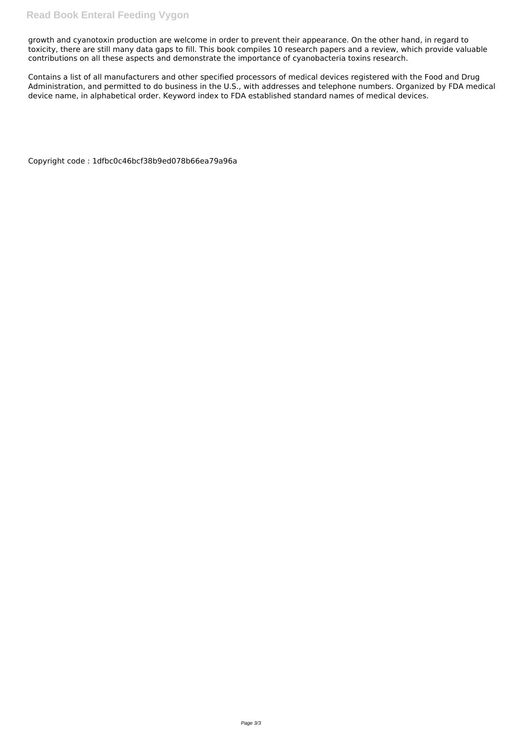growth and cyanotoxin production are welcome in order to prevent their appearance. On the other hand, in regard to toxicity, there are still many data gaps to fill. This book compiles 10 research papers and a review, which provide valuable contributions on all these aspects and demonstrate the importance of cyanobacteria toxins research.

Contains a list of all manufacturers and other specified processors of medical devices registered with the Food and Drug Administration, and permitted to do business in the U.S., with addresses and telephone numbers. Organized by FDA medical device name, in alphabetical order. Keyword index to FDA established standard names of medical devices.

Copyright code : 1dfbc0c46bcf38b9ed078b66ea79a96a